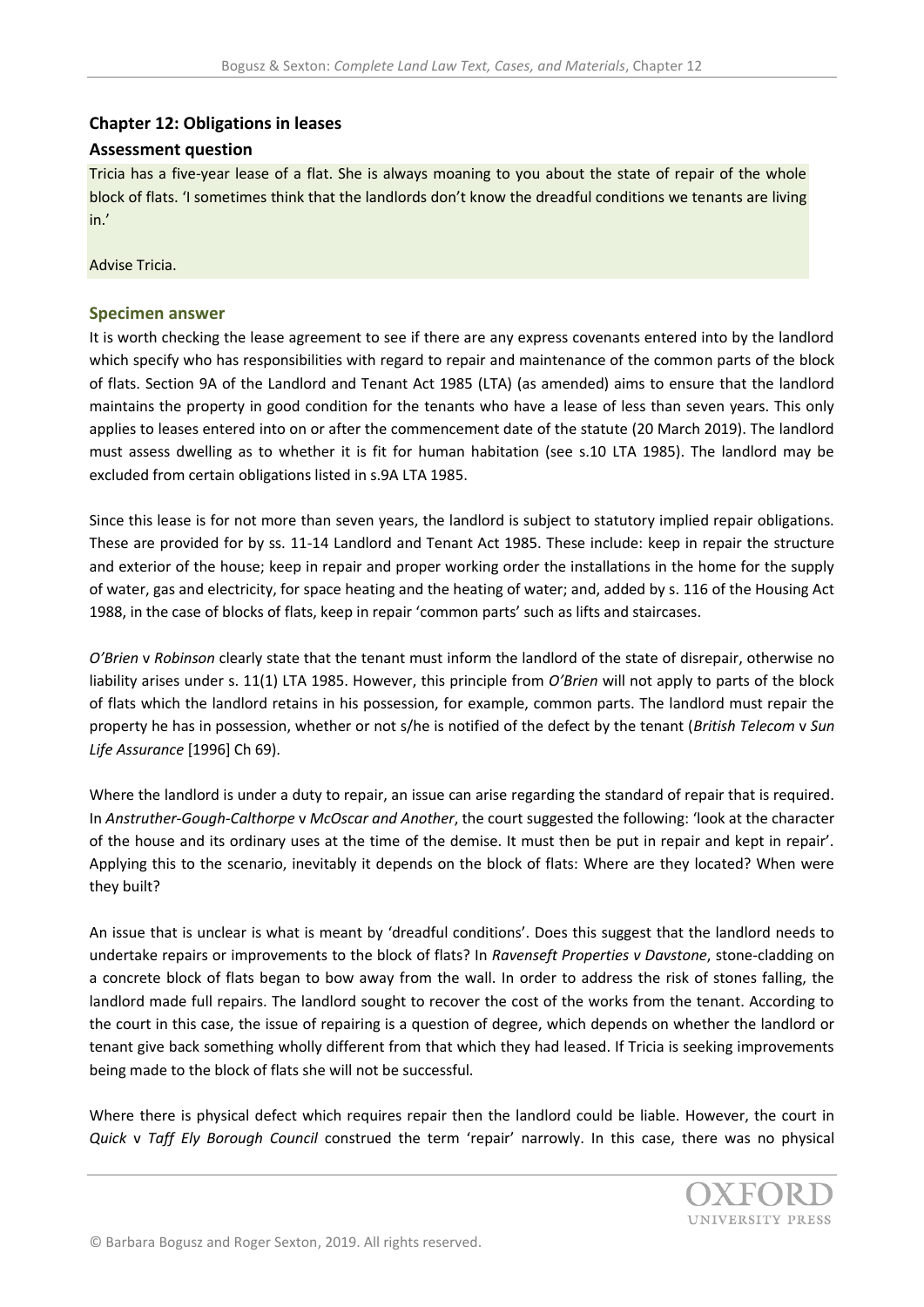## Chapter 12: Obligations in leases

### Assessment question

Tricia has a five-year lease of a flat. She is always moaning to you about the state of repair of the whole block of flats. 'I sometimes think that the landlords don't know the dreadful conditions we tenants are living in.'

Advise Tricia.

### Specimen answer

It is worth checking the lease agreement to see if there are any express covenants entered into by the landlord which specify who has responsibilities with regard to repair and maintenance of the common parts of the block of flats. Section 9A of the Landlord and Tenant Act 1985 (LTA) (as amended) aims to ensure that the landlord maintains the property in good condition for the tenants who have a lease of less than seven years. This only applies to leases entered into on or after the commencement date of the statute (20 March 2019). The landlord must assess dwelling as to whether it is fit for human habitation (see s.10 LTA 1985). The landlord may be excluded from certain obligations listed in s.9A LTA 1985.

Since this lease is for not more than seven years, the landlord is subject to statutory implied repair obligations. These are provided for by ss. 11-14 Landlord and Tenant Act 1985. These include: keep in repair the structure and exterior of the house; keep in repair and proper working order the installations in the home for the supply of water, gas and electricity, for space heating and the heating of water; and, added by s. 116 of the Housing Act 1988, in the case of blocks of flats, keep in repair 'common parts' such as lifts and staircases.

*O'Brien* v *Robinson* clearly state that the tenant must inform the landlord of the state of disrepair, otherwise no liability arises under s. 11(1) LTA 1985. However, this principle from *O'Brien* will not apply to parts of the block of flats which the landlord retains in his possession, for example, common parts. The landlord must repair the property he has in possession, whether or not s/he is notified of the defect by the tenant (*British Telecom* v *Sun Life Assurance* [1996] Ch 69).

Where the landlord is under a duty to repair, an issue can arise regarding the standard of repair that is required. In *Anstruther-Gough-Calthorpe* v *McOscar and Another*, the court suggested the following: 'look at the character of the house and its ordinary uses at the time of the demise. It must then be put in repair and kept in repair'. Applying this to the scenario, inevitably it depends on the block of flats: Where are they located? When were they built?

An issue that is unclear is what is meant by 'dreadful conditions'. Does this suggest that the landlord needs to undertake repairs or improvements to the block of flats? In *Ravenseft Properties v Davstone*, stone-cladding on a concrete block of flats began to bow away from the wall. In order to address the risk of stones falling, the landlord made full repairs. The landlord sought to recover the cost of the works from the tenant. According to the court in this case, the issue of repairing is a question of degree, which depends on whether the landlord or tenant give back something wholly different from that which they had leased. If Tricia is seeking improvements being made to the block of flats she will not be successful.

Where there is physical defect which requires repair then the landlord could be liable. However, the court in *Quick* v *Taff Ely Borough Council* construed the term 'repair' narrowly. In this case, there was no physical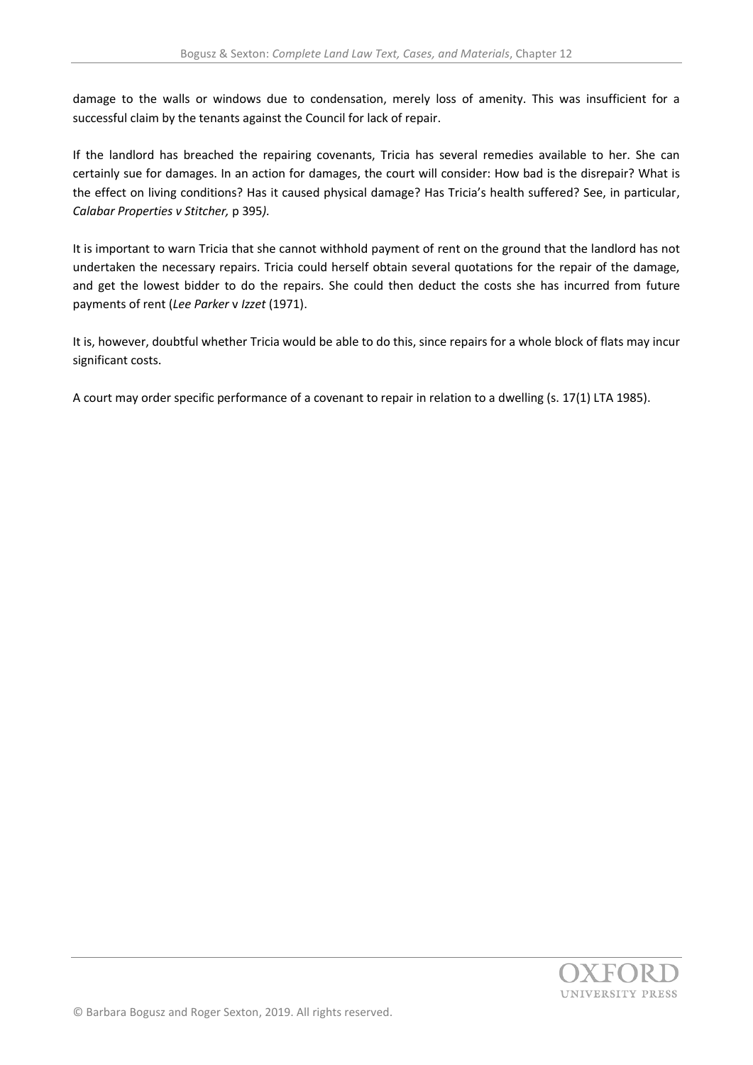damage to the walls or windows due to condensation, merely loss of amenity. This was insufficient for a successful claim by the tenants against the Council for lack of repair.

If the landlord has breached the repairing covenants, Tricia has several remedies available to her. She can certainly sue for damages. In an action for damages, the court will consider: How bad is the disrepair? What is the effect on living conditions? Has it caused physical damage? Has Tricia's health suffered? See, in particular, *Calabar Properties v Stitcher,* p 395*).*

It is important to warn Tricia that she cannot withhold payment of rent on the ground that the landlord has not undertaken the necessary repairs. Tricia could herself obtain several quotations for the repair of the damage, and get the lowest bidder to do the repairs. She could then deduct the costs she has incurred from future payments of rent (*Lee Parker* v *Izzet* (1971).

It is, however, doubtful whether Tricia would be able to do this, since repairs for a whole block of flats may incur significant costs.

A court may order specific performance of a covenant to repair in relation to a dwelling (s. 17(1) LTA 1985).

© Barbara Bogusz and Roger Sexton, 2019. All rights reserved.